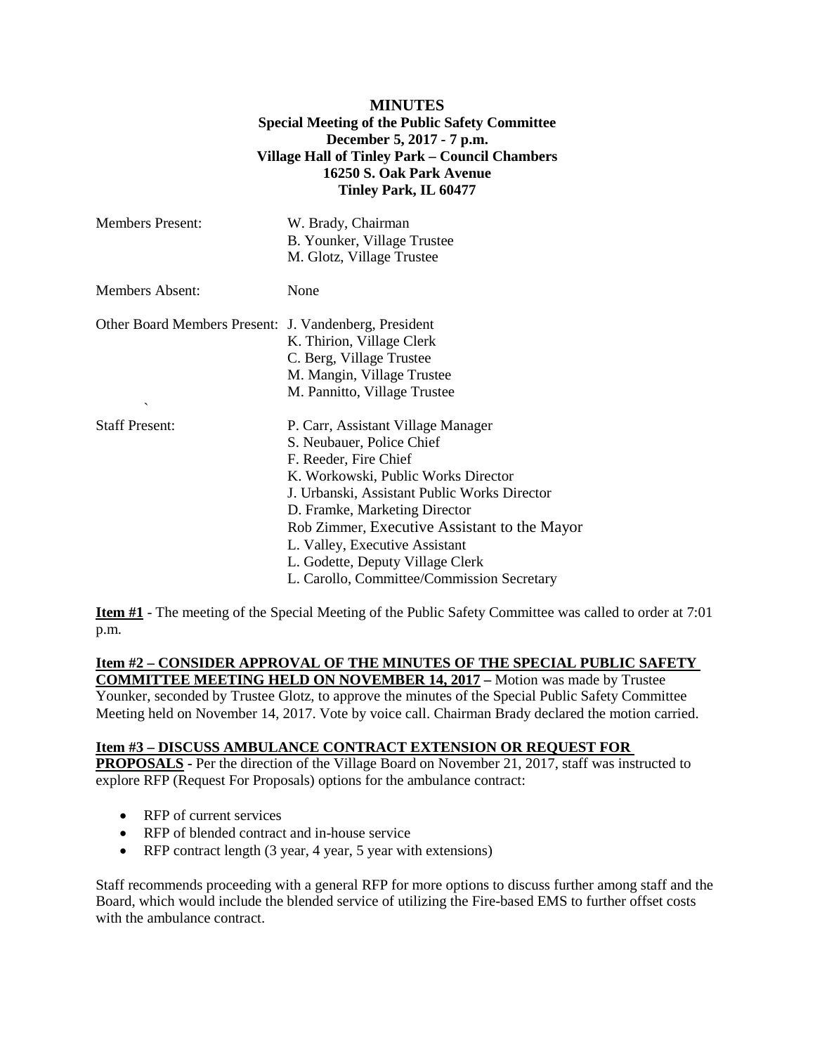**MINUTES**
**Special Meeting of the Public Safety Committee**
**December 5, 2017 - 7 p.m.**
**Village Hall of Tinley Park – Council Chambers**
**16250 S. Oak Park Avenue**
**Tinley Park, IL 60477**

| | |
|---|---|
| Members Present: | W. Brady, Chairman<br>B. Younker, Village Trustee<br>M. Glotz, Village Trustee |
| Members Absent: | None |
| Other Board Members Present: | J. Vandenberg, President<br>K. Thirion, Village Clerk<br>C. Berg, Village Trustee<br>M. Mangin, Village Trustee<br>M. Pannitto, Village Trustee |
| Staff Present: | P. Carr, Assistant Village Manager<br>S. Neubauer, Police Chief<br>F. Reeder, Fire Chief<br>K. Workowski, Public Works Director<br>J. Urbanski, Assistant Public Works Director<br>D. Framke, Marketing Director<br>Rob Zimmer, Executive Assistant to the Mayor<br>L. Valley, Executive Assistant<br>L. Godette, Deputy Village Clerk<br>L. Carollo, Committee/Commission Secretary |

**Item #1** - The meeting of the Special Meeting of the Public Safety Committee was called to order at 7:01 p.m.

**Item #2 – CONSIDER APPROVAL OF THE MINUTES OF THE SPECIAL PUBLIC SAFETY COMMITTEE MEETING HELD ON NOVEMBER 14, 2017 –** Motion was made by Trustee Younker, seconded by Trustee Glotz, to approve the minutes of the Special Public Safety Committee Meeting held on November 14, 2017. Vote by voice call. Chairman Brady declared the motion carried.

**Item #3 – DISCUSS AMBULANCE CONTRACT EXTENSION OR REQUEST FOR PROPOSALS** - Per the direction of the Village Board on November 21, 2017, staff was instructed to explore RFP (Request For Proposals) options for the ambulance contract:

- RFP of current services
- RFP of blended contract and in-house service
- RFP contract length (3 year, 4 year, 5 year with extensions)

Staff recommends proceeding with a general RFP for more options to discuss further among staff and the Board, which would include the blended service of utilizing the Fire-based EMS to further offset costs with the ambulance contract.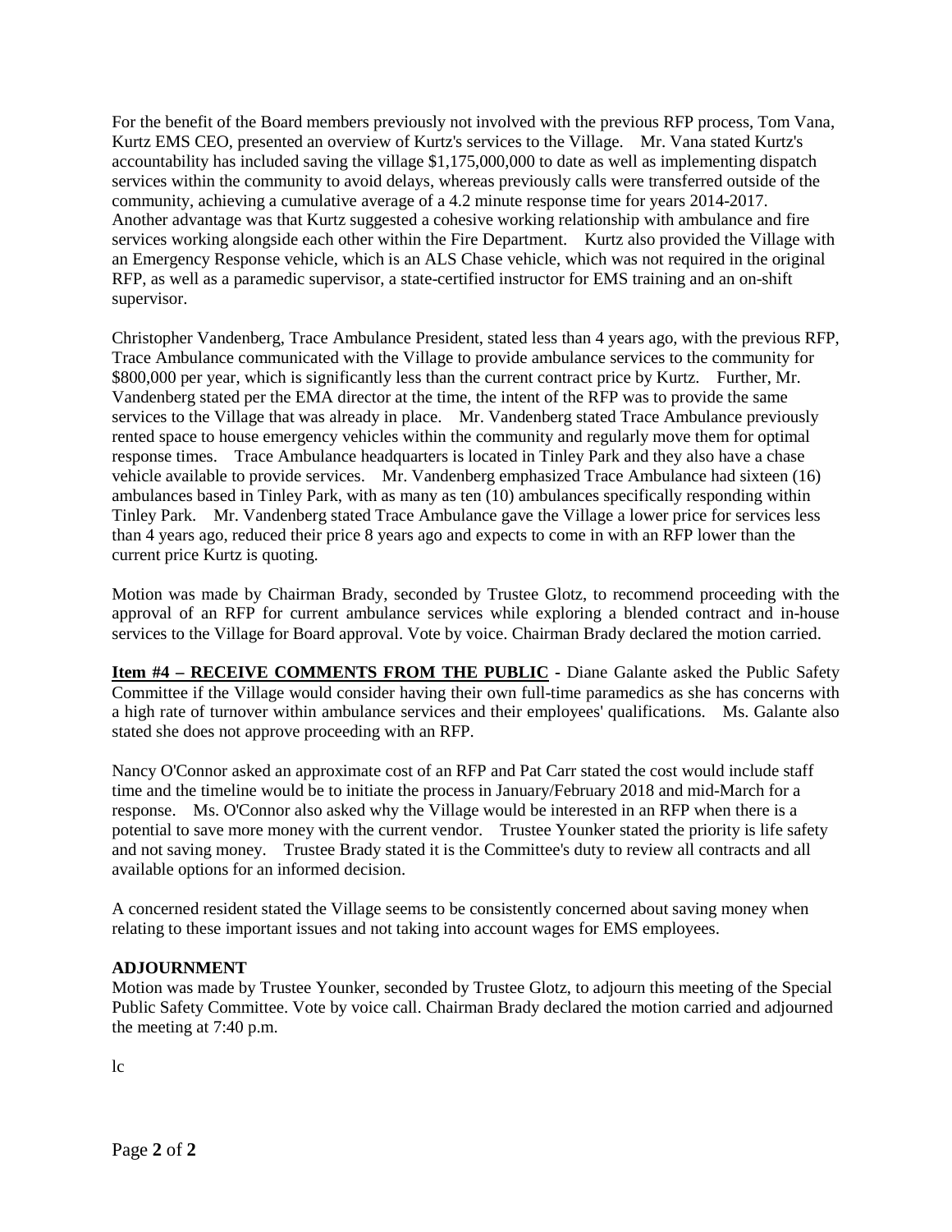For the benefit of the Board members previously not involved with the previous RFP process, Tom Vana, Kurtz EMS CEO, presented an overview of Kurtz's services to the Village. Mr. Vana stated Kurtz's accountability has included saving the village $1,175,000,000 to date as well as implementing dispatch services within the community to avoid delays, whereas previously calls were transferred outside of the community, achieving a cumulative average of a 4.2 minute response time for years 2014-2017. Another advantage was that Kurtz suggested a cohesive working relationship with ambulance and fire services working alongside each other within the Fire Department. Kurtz also provided the Village with an Emergency Response vehicle, which is an ALS Chase vehicle, which was not required in the original RFP, as well as a paramedic supervisor, a state-certified instructor for EMS training and an on-shift supervisor.

Christopher Vandenberg, Trace Ambulance President, stated less than 4 years ago, with the previous RFP, Trace Ambulance communicated with the Village to provide ambulance services to the community for $800,000 per year, which is significantly less than the current contract price by Kurtz. Further, Mr. Vandenberg stated per the EMA director at the time, the intent of the RFP was to provide the same services to the Village that was already in place. Mr. Vandenberg stated Trace Ambulance previously rented space to house emergency vehicles within the community and regularly move them for optimal response times. Trace Ambulance headquarters is located in Tinley Park and they also have a chase vehicle available to provide services. Mr. Vandenberg emphasized Trace Ambulance had sixteen (16) ambulances based in Tinley Park, with as many as ten (10) ambulances specifically responding within Tinley Park. Mr. Vandenberg stated Trace Ambulance gave the Village a lower price for services less than 4 years ago, reduced their price 8 years ago and expects to come in with an RFP lower than the current price Kurtz is quoting.

Motion was made by Chairman Brady, seconded by Trustee Glotz, to recommend proceeding with the approval of an RFP for current ambulance services while exploring a blended contract and in-house services to the Village for Board approval. Vote by voice. Chairman Brady declared the motion carried.

**Item #4 – RECEIVE COMMENTS FROM THE PUBLIC** - Diane Galante asked the Public Safety Committee if the Village would consider having their own full-time paramedics as she has concerns with a high rate of turnover within ambulance services and their employees' qualifications. Ms. Galante also stated she does not approve proceeding with an RFP.

Nancy O'Connor asked an approximate cost of an RFP and Pat Carr stated the cost would include staff time and the timeline would be to initiate the process in January/February 2018 and mid-March for a response. Ms. O'Connor also asked why the Village would be interested in an RFP when there is a potential to save more money with the current vendor. Trustee Younker stated the priority is life safety and not saving money. Trustee Brady stated it is the Committee's duty to review all contracts and all available options for an informed decision.

A concerned resident stated the Village seems to be consistently concerned about saving money when relating to these important issues and not taking into account wages for EMS employees.

**ADJOURNMENT**

Motion was made by Trustee Younker, seconded by Trustee Glotz, to adjourn this meeting of the Special Public Safety Committee. Vote by voice call. Chairman Brady declared the motion carried and adjourned the meeting at 7:40 p.m.

lc